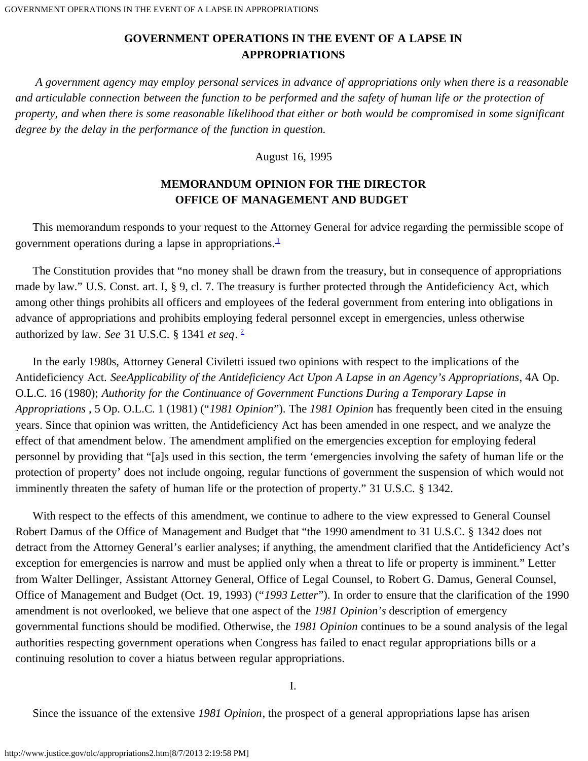# GOVERNMENT OPERATIONS IN THE EVENT OF A LAPSE IN APPROPRIATIONS

*A government agency may employ personal services in advance of appropriations only when there is a reasonable and articulable connection between the function to be performed and the safety of human life or the protection of property, and when there is some reasonable likelihood that either or both would be compromised in some significant degree by the delay in the performance of the function in question.*

August 16, 1995

## MEMORANDUM OPINION FOR THE DIRECTOR OFFICE OF MANAGEMENT AND BUDGET

This memorandum responds to your request to the Attorney General for advice regarding the permissible scope of government operations during a lapse in appropriations.[1]

The Constitution provides that "no money shall be drawn from the treasury, but in consequence of appropriations made by law." U.S. Const. art. I, § 9, cl. 7. The treasury is further protected through the Antideficiency Act, which among other things prohibits all officers and employees of the federal government from entering into obligations in advance of appropriations and prohibits employing federal personnel except in emergencies, unless otherwise authorized by law. *See* 31 U.S.C. § 1341 *et seq*. [2]

In the early 1980s, Attorney General Civiletti issued two opinions with respect to the implications of the Antideficiency Act. *SeeApplicability of the Antideficiency Act Upon A Lapse in an Agency's Appropriations*, 4A Op. O.L.C. 16 (1980); *Authority for the Continuance of Government Functions During a Temporary Lapse in Appropriations* , 5 Op. O.L.C. 1 (1981) ("*1981 Opinion*"). The *1981 Opinion* has frequently been cited in the ensuing years. Since that opinion was written, the Antideficiency Act has been amended in one respect, and we analyze the effect of that amendment below. The amendment amplified on the emergencies exception for employing federal personnel by providing that "[a]s used in this section, the term 'emergencies involving the safety of human life or the protection of property' does not include ongoing, regular functions of government the suspension of which would not imminently threaten the safety of human life or the protection of property." 31 U.S.C. § 1342.

With respect to the effects of this amendment, we continue to adhere to the view expressed to General Counsel Robert Damus of the Office of Management and Budget that "the 1990 amendment to 31 U.S.C. § 1342 does not detract from the Attorney General's earlier analyses; if anything, the amendment clarified that the Antideficiency Act's exception for emergencies is narrow and must be applied only when a threat to life or property is imminent." Letter from Walter Dellinger, Assistant Attorney General, Office of Legal Counsel, to Robert G. Damus, General Counsel, Office of Management and Budget (Oct. 19, 1993) ("*1993 Letter*"). In order to ensure that the clarification of the 1990 amendment is not overlooked, we believe that one aspect of the *1981 Opinion's* description of emergency governmental functions should be modified. Otherwise, the *1981 Opinion* continues to be a sound analysis of the legal authorities respecting government operations when Congress has failed to enact regular appropriations bills or a continuing resolution to cover a hiatus between regular appropriations.

I.

Since the issuance of the extensive *1981 Opinion*, the prospect of a general appropriations lapse has arisen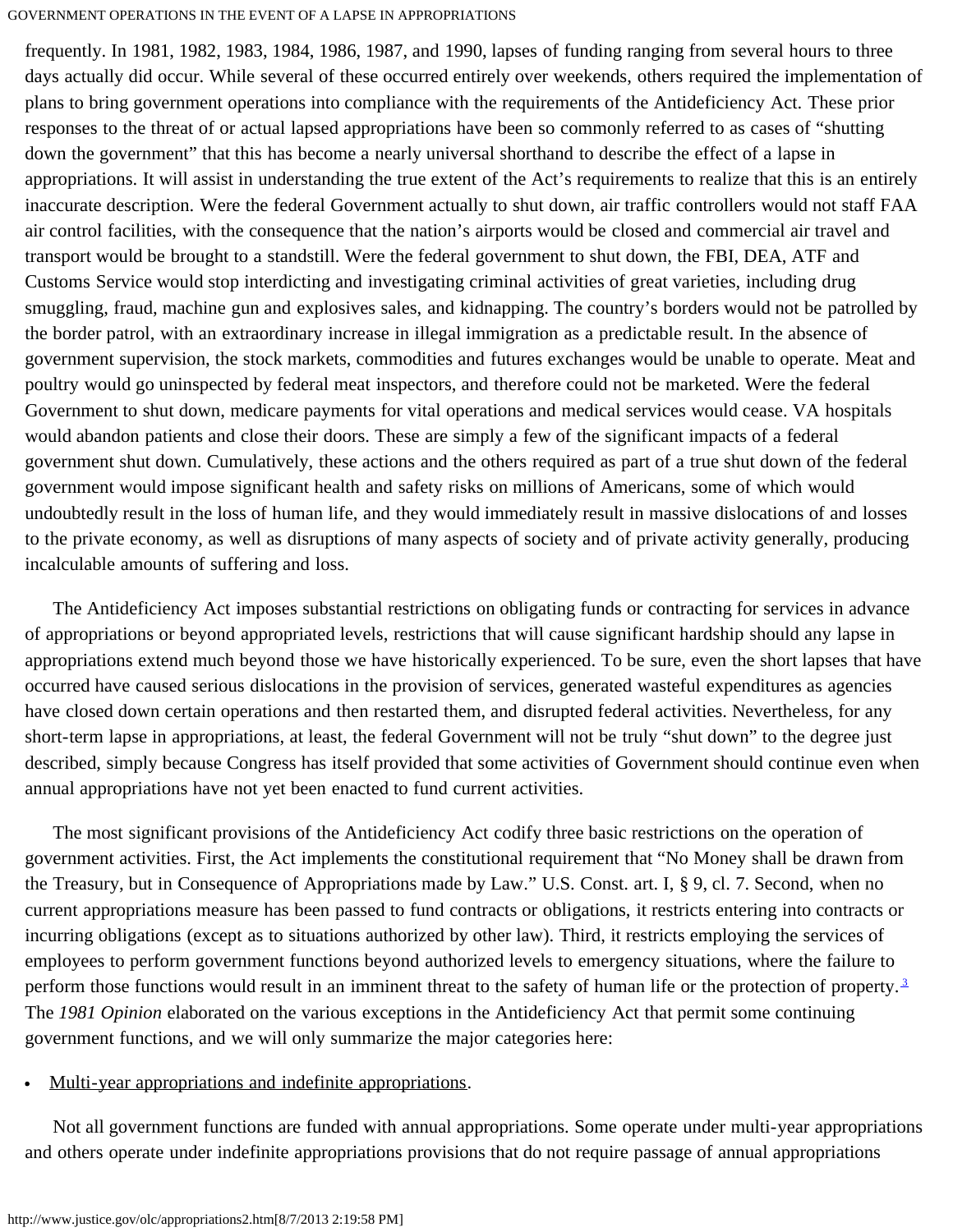frequently. In 1981, 1982, 1983, 1984, 1986, 1987, and 1990, lapses of funding ranging from several hours to three days actually did occur. While several of these occurred entirely over weekends, others required the implementation of plans to bring government operations into compliance with the requirements of the Antideficiency Act. These prior responses to the threat of or actual lapsed appropriations have been so commonly referred to as cases of "shutting down the government" that this has become a nearly universal shorthand to describe the effect of a lapse in appropriations. It will assist in understanding the true extent of the Act's requirements to realize that this is an entirely inaccurate description. Were the federal Government actually to shut down, air traffic controllers would not staff FAA air control facilities, with the consequence that the nation's airports would be closed and commercial air travel and transport would be brought to a standstill. Were the federal government to shut down, the FBI, DEA, ATF and Customs Service would stop interdicting and investigating criminal activities of great varieties, including drug smuggling, fraud, machine gun and explosives sales, and kidnapping. The country's borders would not be patrolled by the border patrol, with an extraordinary increase in illegal immigration as a predictable result. In the absence of government supervision, the stock markets, commodities and futures exchanges would be unable to operate. Meat and poultry would go uninspected by federal meat inspectors, and therefore could not be marketed. Were the federal Government to shut down, medicare payments for vital operations and medical services would cease. VA hospitals would abandon patients and close their doors. These are simply a few of the significant impacts of a federal government shut down. Cumulatively, these actions and the others required as part of a true shut down of the federal government would impose significant health and safety risks on millions of Americans, some of which would undoubtedly result in the loss of human life, and they would immediately result in massive dislocations of and losses to the private economy, as well as disruptions of many aspects of society and of private activity generally, producing incalculable amounts of suffering and loss.

The Antideficiency Act imposes substantial restrictions on obligating funds or contracting for services in advance of appropriations or beyond appropriated levels, restrictions that will cause significant hardship should any lapse in appropriations extend much beyond those we have historically experienced. To be sure, even the short lapses that have occurred have caused serious dislocations in the provision of services, generated wasteful expenditures as agencies have closed down certain operations and then restarted them, and disrupted federal activities. Nevertheless, for any short-term lapse in appropriations, at least, the federal Government will not be truly "shut down" to the degree just described, simply because Congress has itself provided that some activities of Government should continue even when annual appropriations have not yet been enacted to fund current activities.

The most significant provisions of the Antideficiency Act codify three basic restrictions on the operation of government activities. First, the Act implements the constitutional requirement that "No Money shall be drawn from the Treasury, but in Consequence of Appropriations made by Law." U.S. Const. art. I, § 9, cl. 7. Second, when no current appropriations measure has been passed to fund contracts or obligations, it restricts entering into contracts or incurring obligations (except as to situations authorized by other law). Third, it restricts employing the services of employees to perform government functions beyond authorized levels to emergency situations, where the failure to perform those functions would result in an imminent threat to the safety of human life or the protection of property.[3] The *1981 Opinion* elaborated on the various exceptions in the Antideficiency Act that permit some continuing government functions, and we will only summarize the major categories here:

- Multi-year appropriations and indefinite appropriations.

Not all government functions are funded with annual appropriations. Some operate under multi-year appropriations and others operate under indefinite appropriations provisions that do not require passage of annual appropriations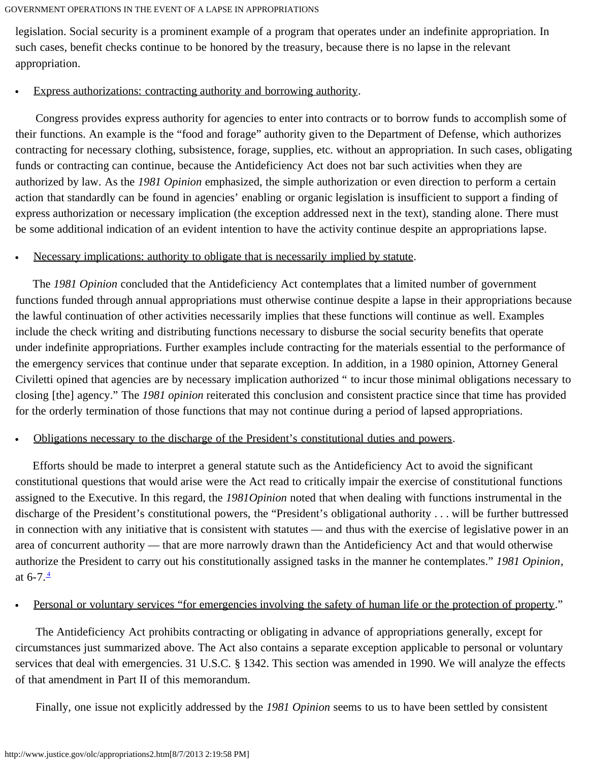legislation. Social security is a prominent example of a program that operates under an indefinite appropriation. In such cases, benefit checks continue to be honored by the treasury, because there is no lapse in the relevant appropriation.

- Express authorizations: contracting authority and borrowing authority.

Congress provides express authority for agencies to enter into contracts or to borrow funds to accomplish some of their functions. An example is the "food and forage" authority given to the Department of Defense, which authorizes contracting for necessary clothing, subsistence, forage, supplies, etc. without an appropriation. In such cases, obligating funds or contracting can continue, because the Antideficiency Act does not bar such activities when they are authorized by law. As the *1981 Opinion* emphasized, the simple authorization or even direction to perform a certain action that standardly can be found in agencies' enabling or organic legislation is insufficient to support a finding of express authorization or necessary implication (the exception addressed next in the text), standing alone. There must be some additional indication of an evident intention to have the activity continue despite an appropriations lapse.

- Necessary implications: authority to obligate that is necessarily implied by statute.

The *1981 Opinion* concluded that the Antideficiency Act contemplates that a limited number of government functions funded through annual appropriations must otherwise continue despite a lapse in their appropriations because the lawful continuation of other activities necessarily implies that these functions will continue as well. Examples include the check writing and distributing functions necessary to disburse the social security benefits that operate under indefinite appropriations. Further examples include contracting for the materials essential to the performance of the emergency services that continue under that separate exception. In addition, in a 1980 opinion, Attorney General Civiletti opined that agencies are by necessary implication authorized " to incur those minimal obligations necessary to closing [the] agency." The *1981 opinion* reiterated this conclusion and consistent practice since that time has provided for the orderly termination of those functions that may not continue during a period of lapsed appropriations.

- Obligations necessary to the discharge of the President's constitutional duties and powers.

Efforts should be made to interpret a general statute such as the Antideficiency Act to avoid the significant constitutional questions that would arise were the Act read to critically impair the exercise of constitutional functions assigned to the Executive. In this regard, the *1981Opinion* noted that when dealing with functions instrumental in the discharge of the President's constitutional powers, the "President's obligational authority . . . will be further buttressed in connection with any initiative that is consistent with statutes — and thus with the exercise of legislative power in an area of concurrent authority — that are more narrowly drawn than the Antideficiency Act and that would otherwise authorize the President to carry out his constitutionally assigned tasks in the manner he contemplates." *1981 Opinion*, at 6-7.[4]

- Personal or voluntary services "for emergencies involving the safety of human life or the protection of property."

The Antideficiency Act prohibits contracting or obligating in advance of appropriations generally, except for circumstances just summarized above. The Act also contains a separate exception applicable to personal or voluntary services that deal with emergencies. 31 U.S.C. § 1342. This section was amended in 1990. We will analyze the effects of that amendment in Part II of this memorandum.

Finally, one issue not explicitly addressed by the *1981 Opinion* seems to us to have been settled by consistent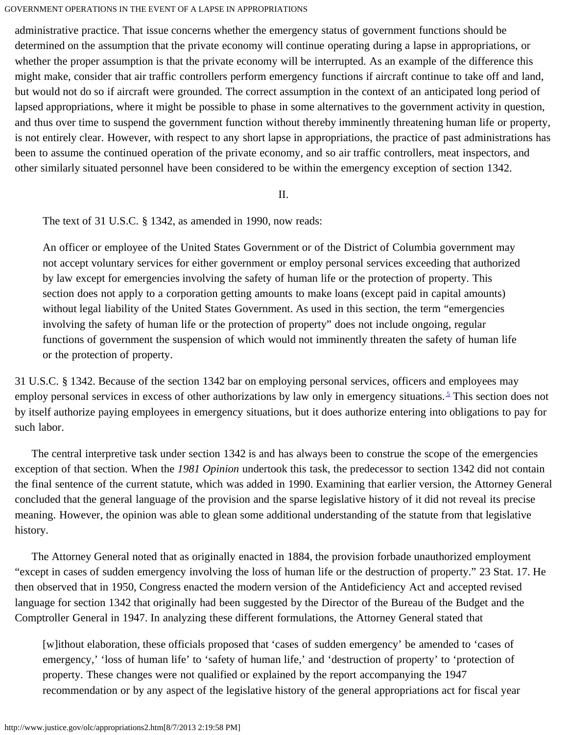administrative practice. That issue concerns whether the emergency status of government functions should be determined on the assumption that the private economy will continue operating during a lapse in appropriations, or whether the proper assumption is that the private economy will be interrupted. As an example of the difference this might make, consider that air traffic controllers perform emergency functions if aircraft continue to take off and land, but would not do so if aircraft were grounded. The correct assumption in the context of an anticipated long period of lapsed appropriations, where it might be possible to phase in some alternatives to the government activity in question, and thus over time to suspend the government function without thereby imminently threatening human life or property, is not entirely clear. However, with respect to any short lapse in appropriations, the practice of past administrations has been to assume the continued operation of the private economy, and so air traffic controllers, meat inspectors, and other similarly situated personnel have been considered to be within the emergency exception of section 1342.

## II.

The text of 31 U.S.C. § 1342, as amended in 1990, now reads:

> An officer or employee of the United States Government or of the District of Columbia government may not accept voluntary services for either government or employ personal services exceeding that authorized by law except for emergencies involving the safety of human life or the protection of property. This section does not apply to a corporation getting amounts to make loans (except paid in capital amounts) without legal liability of the United States Government. As used in this section, the term "emergencies involving the safety of human life or the protection of property" does not include ongoing, regular functions of government the suspension of which would not imminently threaten the safety of human life or the protection of property.

31 U.S.C. § 1342. Because of the section 1342 bar on employing personal services, officers and employees may employ personal services in excess of other authorizations by law only in emergency situations.[5] This section does not by itself authorize paying employees in emergency situations, but it does authorize entering into obligations to pay for such labor.

The central interpretive task under section 1342 is and has always been to construe the scope of the emergencies exception of that section. When the *1981 Opinion* undertook this task, the predecessor to section 1342 did not contain the final sentence of the current statute, which was added in 1990. Examining that earlier version, the Attorney General concluded that the general language of the provision and the sparse legislative history of it did not reveal its precise meaning. However, the opinion was able to glean some additional understanding of the statute from that legislative history.

The Attorney General noted that as originally enacted in 1884, the provision forbade unauthorized employment "except in cases of sudden emergency involving the loss of human life or the destruction of property." 23 Stat. 17. He then observed that in 1950, Congress enacted the modern version of the Antideficiency Act and accepted revised language for section 1342 that originally had been suggested by the Director of the Bureau of the Budget and the Comptroller General in 1947. In analyzing these different formulations, the Attorney General stated that

> [w]ithout elaboration, these officials proposed that 'cases of sudden emergency' be amended to 'cases of emergency,' 'loss of human life' to 'safety of human life,' and 'destruction of property' to 'protection of property. These changes were not qualified or explained by the report accompanying the 1947 recommendation or by any aspect of the legislative history of the general appropriations act for fiscal year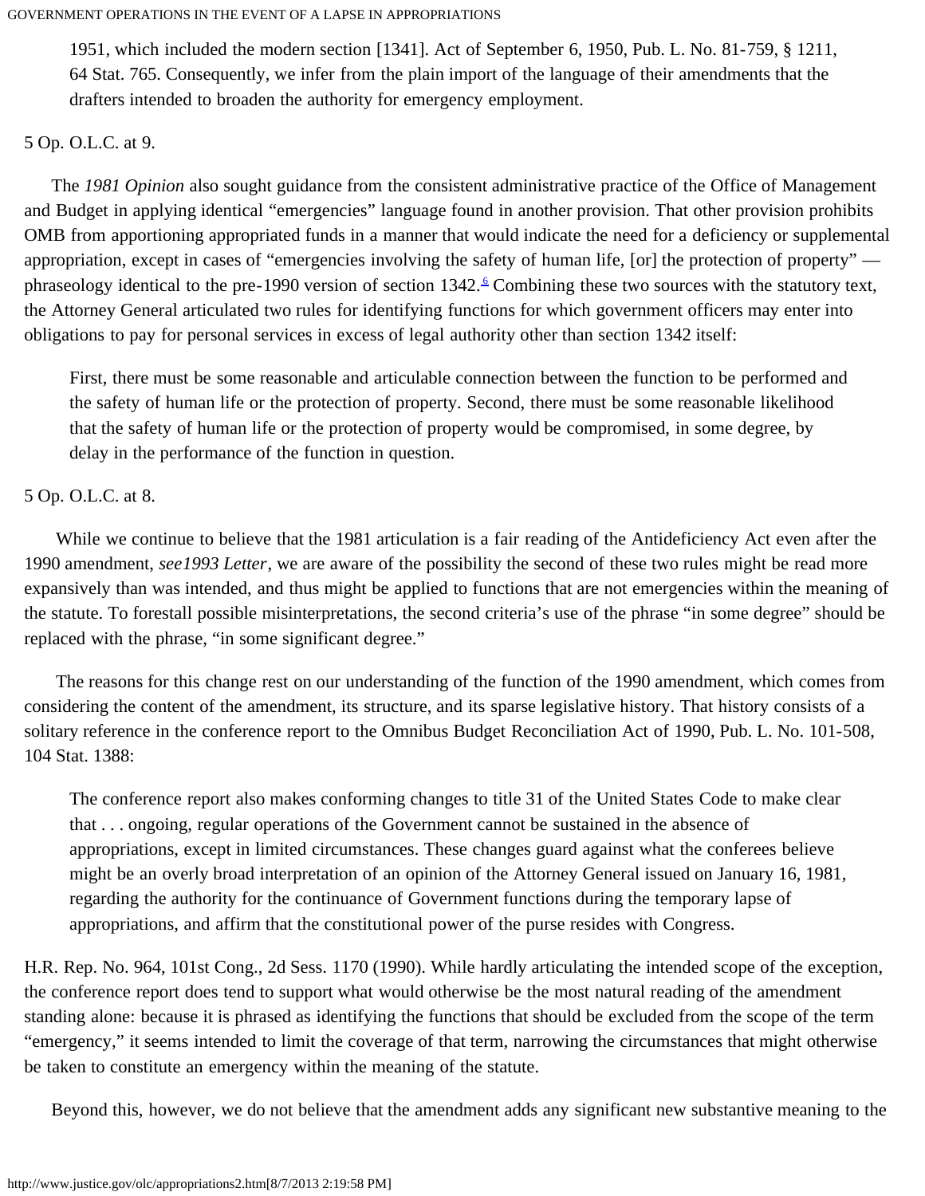> 1951, which included the modern section [1341]. Act of September 6, 1950, Pub. L. No. 81-759, § 1211, 64 Stat. 765. Consequently, we infer from the plain import of the language of their amendments that the drafters intended to broaden the authority for emergency employment.

5 Op. O.L.C. at 9.

The *1981 Opinion* also sought guidance from the consistent administrative practice of the Office of Management and Budget in applying identical "emergencies" language found in another provision. That other provision prohibits OMB from apportioning appropriated funds in a manner that would indicate the need for a deficiency or supplemental appropriation, except in cases of "emergencies involving the safety of human life, [or] the protection of property" — phraseology identical to the pre-1990 version of section 1342.[6] Combining these two sources with the statutory text, the Attorney General articulated two rules for identifying functions for which government officers may enter into obligations to pay for personal services in excess of legal authority other than section 1342 itself:

> First, there must be some reasonable and articulable connection between the function to be performed and the safety of human life or the protection of property. Second, there must be some reasonable likelihood that the safety of human life or the protection of property would be compromised, in some degree, by delay in the performance of the function in question.

5 Op. O.L.C. at 8.

While we continue to believe that the 1981 articulation is a fair reading of the Antideficiency Act even after the 1990 amendment, *see1993 Letter*, we are aware of the possibility the second of these two rules might be read more expansively than was intended, and thus might be applied to functions that are not emergencies within the meaning of the statute. To forestall possible misinterpretations, the second criteria's use of the phrase "in some degree" should be replaced with the phrase, "in some significant degree."

The reasons for this change rest on our understanding of the function of the 1990 amendment, which comes from considering the content of the amendment, its structure, and its sparse legislative history. That history consists of a solitary reference in the conference report to the Omnibus Budget Reconciliation Act of 1990, Pub. L. No. 101-508, 104 Stat. 1388:

> The conference report also makes conforming changes to title 31 of the United States Code to make clear that . . . ongoing, regular operations of the Government cannot be sustained in the absence of appropriations, except in limited circumstances. These changes guard against what the conferees believe might be an overly broad interpretation of an opinion of the Attorney General issued on January 16, 1981, regarding the authority for the continuance of Government functions during the temporary lapse of appropriations, and affirm that the constitutional power of the purse resides with Congress.

H.R. Rep. No. 964, 101st Cong., 2d Sess. 1170 (1990). While hardly articulating the intended scope of the exception, the conference report does tend to support what would otherwise be the most natural reading of the amendment standing alone: because it is phrased as identifying the functions that should be excluded from the scope of the term "emergency," it seems intended to limit the coverage of that term, narrowing the circumstances that might otherwise be taken to constitute an emergency within the meaning of the statute.

Beyond this, however, we do not believe that the amendment adds any significant new substantive meaning to the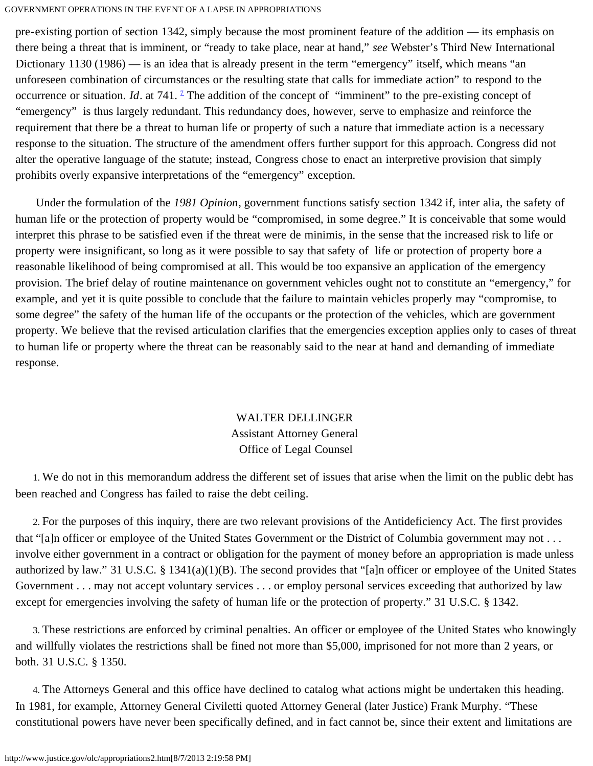pre-existing portion of section 1342, simply because the most prominent feature of the addition — its emphasis on there being a threat that is imminent, or "ready to take place, near at hand," *see* Webster's Third New International Dictionary 1130 (1986) — is an idea that is already present in the term "emergency" itself, which means "an unforeseen combination of circumstances or the resulting state that calls for immediate action" to respond to the occurrence or situation. *Id*. at 741. [7] The addition of the concept of "imminent" to the pre-existing concept of "emergency" is thus largely redundant. This redundancy does, however, serve to emphasize and reinforce the requirement that there be a threat to human life or property of such a nature that immediate action is a necessary response to the situation. The structure of the amendment offers further support for this approach. Congress did not alter the operative language of the statute; instead, Congress chose to enact an interpretive provision that simply prohibits overly expansive interpretations of the "emergency" exception.

Under the formulation of the *1981 Opinion*, government functions satisfy section 1342 if, inter alia, the safety of human life or the protection of property would be "compromised, in some degree." It is conceivable that some would interpret this phrase to be satisfied even if the threat were de minimis, in the sense that the increased risk to life or property were insignificant, so long as it were possible to say that safety of life or protection of property bore a reasonable likelihood of being compromised at all. This would be too expansive an application of the emergency provision. The brief delay of routine maintenance on government vehicles ought not to constitute an "emergency," for example, and yet it is quite possible to conclude that the failure to maintain vehicles properly may "compromise, to some degree" the safety of the human life of the occupants or the protection of the vehicles, which are government property. We believe that the revised articulation clarifies that the emergencies exception applies only to cases of threat to human life or property where the threat can be reasonably said to the near at hand and demanding of immediate response.

WALTER DELLINGER  
Assistant Attorney General  
Office of Legal Counsel

1. We do not in this memorandum address the different set of issues that arise when the limit on the public debt has been reached and Congress has failed to raise the debt ceiling.

2. For the purposes of this inquiry, there are two relevant provisions of the Antideficiency Act. The first provides that "[a]n officer or employee of the United States Government or the District of Columbia government may not . . . involve either government in a contract or obligation for the payment of money before an appropriation is made unless authorized by law." 31 U.S.C. § 1341(a)(1)(B). The second provides that "[a]n officer or employee of the United States Government . . . may not accept voluntary services . . . or employ personal services exceeding that authorized by law except for emergencies involving the safety of human life or the protection of property." 31 U.S.C. § 1342.

3. These restrictions are enforced by criminal penalties. An officer or employee of the United States who knowingly and willfully violates the restrictions shall be fined not more than $5,000, imprisoned for not more than 2 years, or both. 31 U.S.C. § 1350.

4. The Attorneys General and this office have declined to catalog what actions might be undertaken this heading. In 1981, for example, Attorney General Civiletti quoted Attorney General (later Justice) Frank Murphy. "These constitutional powers have never been specifically defined, and in fact cannot be, since their extent and limitations are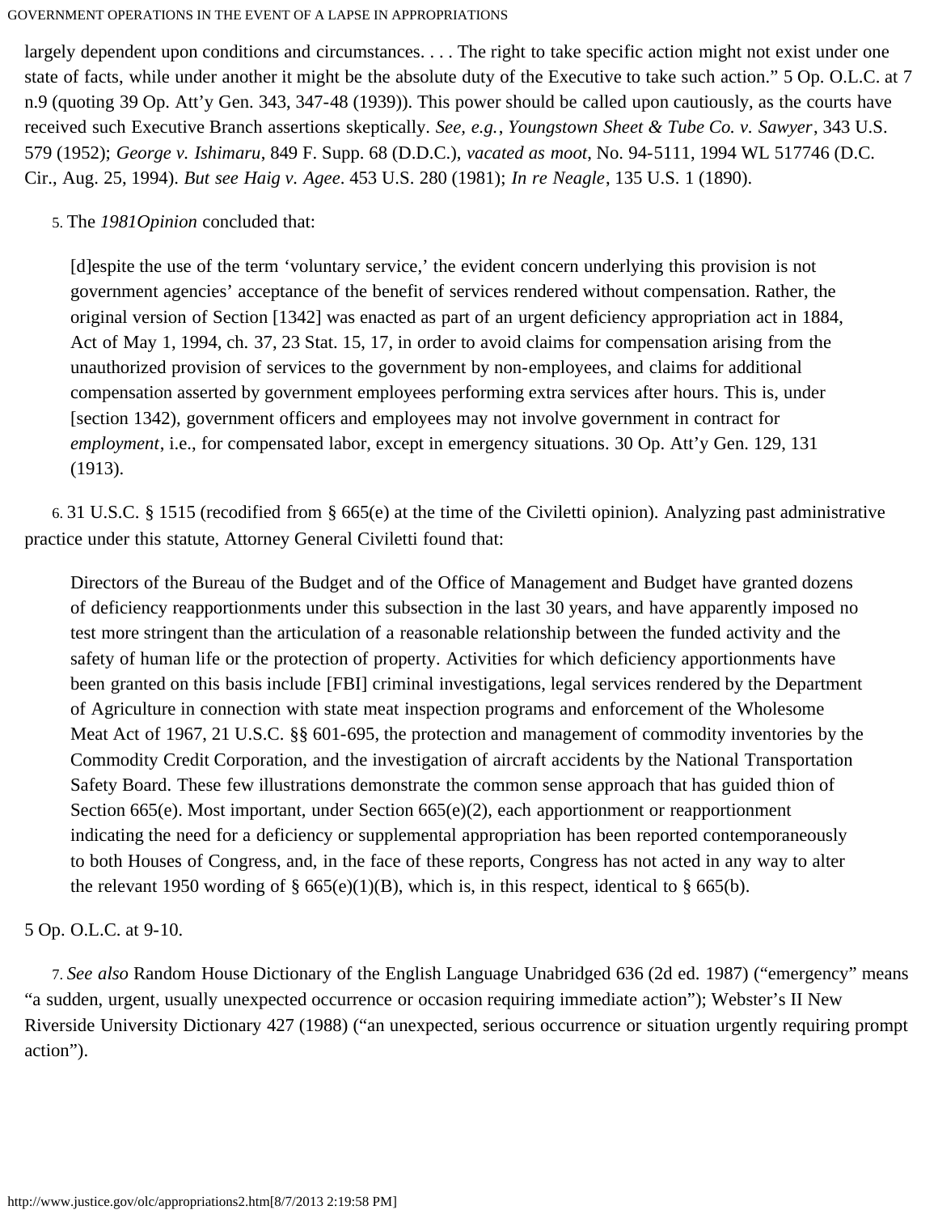largely dependent upon conditions and circumstances. . . . The right to take specific action might not exist under one state of facts, while under another it might be the absolute duty of the Executive to take such action." 5 Op. O.L.C. at 7 n.9 (quoting 39 Op. Att'y Gen. 343, 347-48 (1939)). This power should be called upon cautiously, as the courts have received such Executive Branch assertions skeptically. *See, e.g.*, *Youngstown Sheet & Tube Co. v. Sawyer*, 343 U.S. 579 (1952); *George v. Ishimaru*, 849 F. Supp. 68 (D.D.C.), *vacated as moot*, No. 94-5111, 1994 WL 517746 (D.C. Cir., Aug. 25, 1994). *But see Haig v. Agee*. 453 U.S. 280 (1981); *In re Neagle*, 135 U.S. 1 (1890).

5. The *1981Opinion* concluded that:

> [d]espite the use of the term 'voluntary service,' the evident concern underlying this provision is not government agencies' acceptance of the benefit of services rendered without compensation. Rather, the original version of Section [1342] was enacted as part of an urgent deficiency appropriation act in 1884, Act of May 1, 1994, ch. 37, 23 Stat. 15, 17, in order to avoid claims for compensation arising from the unauthorized provision of services to the government by non-employees, and claims for additional compensation asserted by government employees performing extra services after hours. This is, under [section 1342), government officers and employees may not involve government in contract for *employment*, i.e., for compensated labor, except in emergency situations. 30 Op. Att'y Gen. 129, 131 (1913).

6. 31 U.S.C. § 1515 (recodified from § 665(e) at the time of the Civiletti opinion). Analyzing past administrative practice under this statute, Attorney General Civiletti found that:

> Directors of the Bureau of the Budget and of the Office of Management and Budget have granted dozens of deficiency reapportionments under this subsection in the last 30 years, and have apparently imposed no test more stringent than the articulation of a reasonable relationship between the funded activity and the safety of human life or the protection of property. Activities for which deficiency apportionments have been granted on this basis include [FBI] criminal investigations, legal services rendered by the Department of Agriculture in connection with state meat inspection programs and enforcement of the Wholesome Meat Act of 1967, 21 U.S.C. §§ 601-695, the protection and management of commodity inventories by the Commodity Credit Corporation, and the investigation of aircraft accidents by the National Transportation Safety Board. These few illustrations demonstrate the common sense approach that has guided thion of Section 665(e). Most important, under Section 665(e)(2), each apportionment or reapportionment indicating the need for a deficiency or supplemental appropriation has been reported contemporaneously to both Houses of Congress, and, in the face of these reports, Congress has not acted in any way to alter the relevant 1950 wording of § 665(e)(1)(B), which is, in this respect, identical to § 665(b).

5 Op. O.L.C. at 9-10.

7. *See also* Random House Dictionary of the English Language Unabridged 636 (2d ed. 1987) ("emergency" means "a sudden, urgent, usually unexpected occurrence or occasion requiring immediate action"); Webster's II New Riverside University Dictionary 427 (1988) ("an unexpected, serious occurrence or situation urgently requiring prompt action").